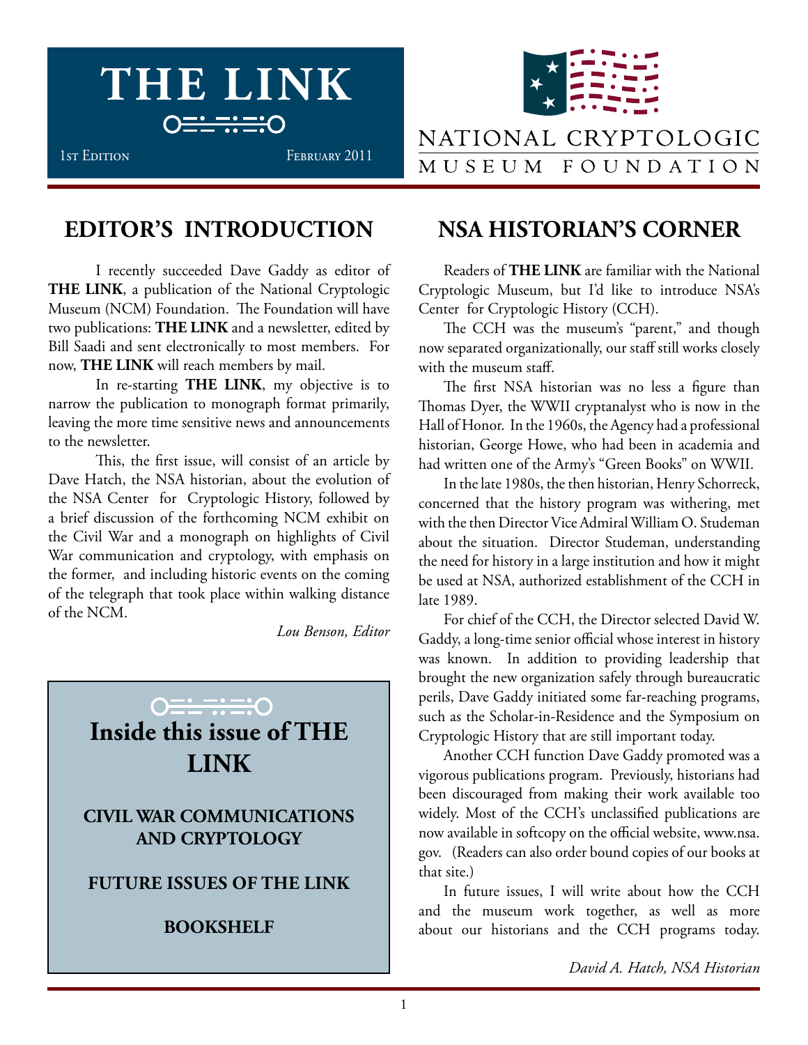# THE LINK

1st Edition February 2011

NATIONAL CRYPTOLOGIC MUSEUM FOUNDATION

## EDITOR'S INTRODUCTION

I recently succeeded Dave Gaddy as editor of **THE LINK**, a publication of the National Cryptologic Museum (NCM) Foundation. The Foundation will have two publications: **THE LINK** and a newsletter, edited by Bill Saadi and sent electronically to most members. For now, **THE LINK** will reach members by mail.

In re-starting **THE LINK**, my objective is to narrow the publication to monograph format primarily, leaving the more time sensitive news and announcements to the newsletter.

This, the first issue, will consist of an article by Dave Hatch, the NSA historian, about the evolution of the NSA Center for Cryptologic History, followed by a brief discussion of the forthcoming NCM exhibit on the Civil War and a monograph on highlights of Civil War communication and cryptology, with emphasis on the former, and including historic events on the coming of the telegraph that took place within walking distance of the NCM.

*Lou Benson, Editor*

**Inside this issue of THE LINK**

**CIVIL WAR COMMUNICATIONS AND CRYPTOLOGY**

**FUTURE ISSUES OF THE LINK**

**BOOKSHELF**

## NSA HISTORIAN'S CORNER

Readers of **THE LINK** are familiar with the National Cryptologic Museum, but I'd like to introduce NSA's Center for Cryptologic History (CCH).

The CCH was the museum's "parent," and though now separated organizationally, our staff still works closely with the museum staff.

The first NSA historian was no less a figure than Thomas Dyer, the WWII cryptanalyst who is now in the Hall of Honor. In the 1960s, the Agency had a professional historian, George Howe, who had been in academia and had written one of the Army's "Green Books" on WWII.

In the late 1980s, the then historian, Henry Schorreck, concerned that the history program was withering, met with the then Director Vice Admiral William O. Studeman about the situation. Director Studeman, understanding the need for history in a large institution and how it might be used at NSA, authorized establishment of the CCH in late 1989.

For chief of the CCH, the Director selected David W. Gaddy, a long-time senior official whose interest in history was known. In addition to providing leadership that brought the new organization safely through bureaucratic perils, Dave Gaddy initiated some far-reaching programs, such as the Scholar-in-Residence and the Symposium on Cryptologic History that are still important today.

Another CCH function Dave Gaddy promoted was a vigorous publications program. Previously, historians had been discouraged from making their work available too widely. Most of the CCH's unclassified publications are now available in softcopy on the official website, www.nsa.gov. (Readers can also order bound copies of our books at that site.)

In future issues, I will write about how the CCH and the museum work together, as well as more about our historians and the CCH programs today.

*David A. Hatch, NSA Historian*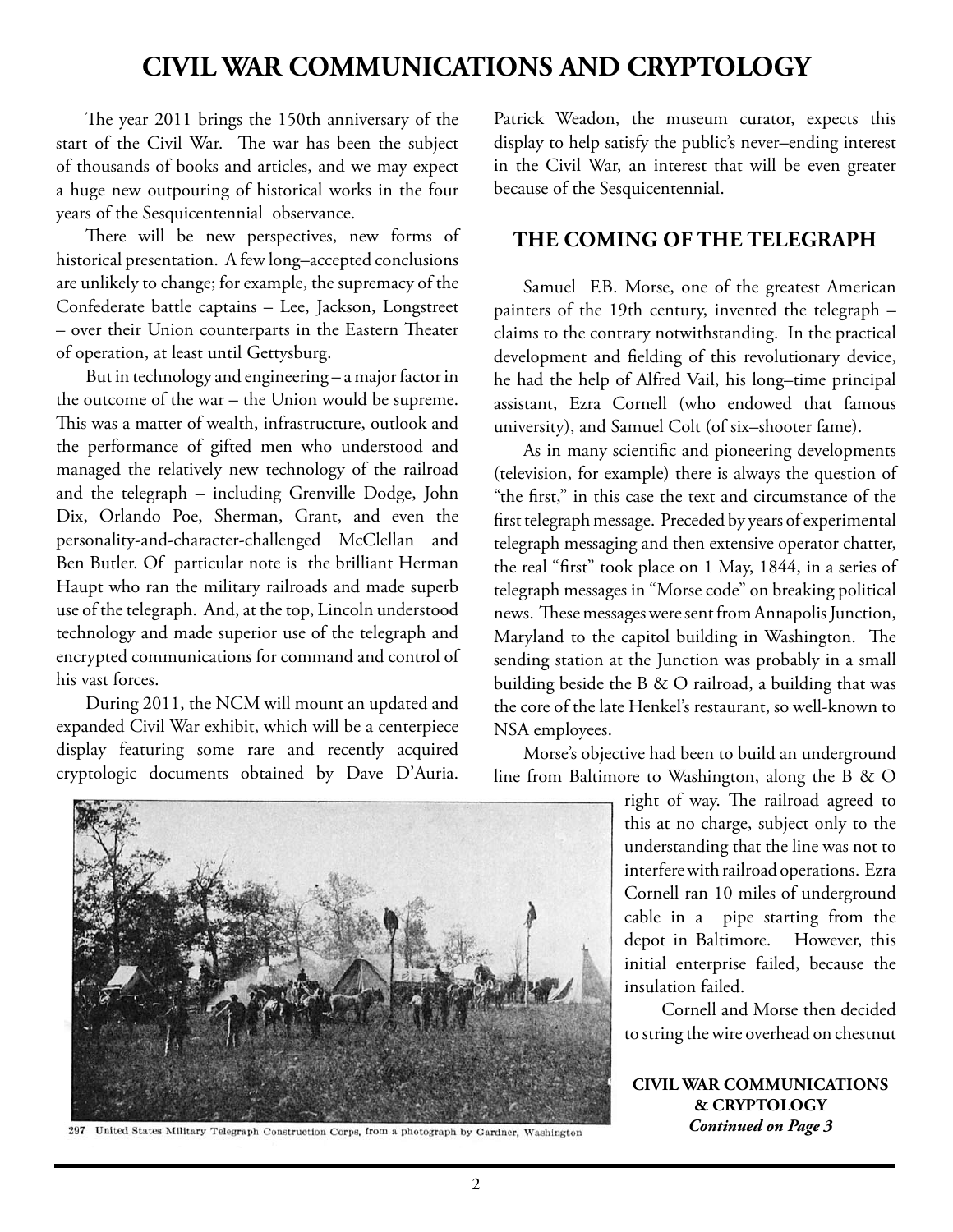# CIVIL WAR COMMUNICATIONS AND CRYPTOLOGY

The year 2011 brings the 150th anniversary of the start of the Civil War. The war has been the subject of thousands of books and articles, and we may expect a huge new outpouring of historical works in the four years of the Sesquicentennial observance.

There will be new perspectives, new forms of historical presentation. A few long–accepted conclusions are unlikely to change; for example, the supremacy of the Confederate battle captains – Lee, Jackson, Longstreet – over their Union counterparts in the Eastern Theater of operation, at least until Gettysburg.

But in technology and engineering – a major factor in the outcome of the war – the Union would be supreme. This was a matter of wealth, infrastructure, outlook and the performance of gifted men who understood and managed the relatively new technology of the railroad and the telegraph – including Grenville Dodge, John Dix, Orlando Poe, Sherman, Grant, and even the personality-and-character-challenged McClellan and Ben Butler. Of particular note is the brilliant Herman Haupt who ran the military railroads and made superb use of the telegraph. And, at the top, Lincoln understood technology and made superior use of the telegraph and encrypted communications for command and control of his vast forces.

During 2011, the NCM will mount an updated and expanded Civil War exhibit, which will be a centerpiece display featuring some rare and recently acquired cryptologic documents obtained by Dave D'Auria. Patrick Weadon, the museum curator, expects this display to help satisfy the public's never–ending interest in the Civil War, an interest that will be even greater because of the Sesquicentennial.

## THE COMING OF THE TELEGRAPH

Samuel F.B. Morse, one of the greatest American painters of the 19th century, invented the telegraph – claims to the contrary notwithstanding. In the practical development and fielding of this revolutionary device, he had the help of Alfred Vail, his long–time principal assistant, Ezra Cornell (who endowed that famous university), and Samuel Colt (of six–shooter fame).

As in many scientific and pioneering developments (television, for example) there is always the question of "the first," in this case the text and circumstance of the first telegraph message. Preceded by years of experimental telegraph messaging and then extensive operator chatter, the real "first" took place on 1 May, 1844, in a series of telegraph messages in "Morse code" on breaking political news. These messages were sent from Annapolis Junction, Maryland to the capitol building in Washington. The sending station at the Junction was probably in a small building beside the B & O railroad, a building that was the core of the late Henkel's restaurant, so well-known to NSA employees.

Morse's objective had been to build an underground line from Baltimore to Washington, along the B & O right of way. The railroad agreed to this at no charge, subject only to the understanding that the line was not to interfere with railroad operations. Ezra Cornell ran 10 miles of underground cable in a pipe starting from the depot in Baltimore. However, this initial enterprise failed, because the insulation failed.

Cornell and Morse then decided to string the wire overhead on chestnut

297 United States Military Telegraph Construction Corps, from a photograph by Gardner, Washington

**CIVIL WAR COMMUNICATIONS & CRYPTOLOGY**
***Continued on Page 3***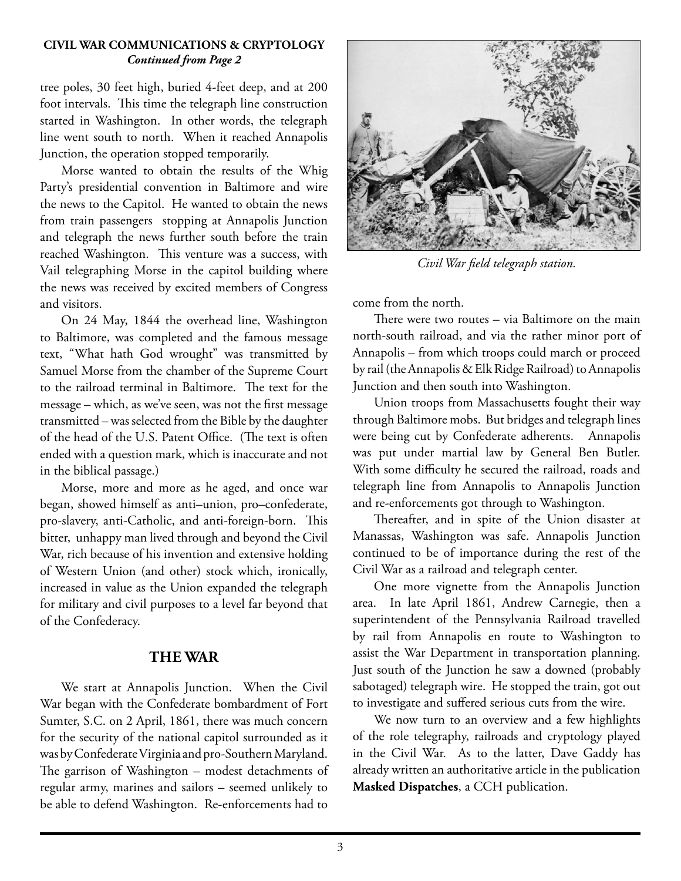**CIVIL WAR COMMUNICATIONS & CRYPTOLOGY**
***Continued from Page 2***

tree poles, 30 feet high, buried 4-feet deep, and at 200 foot intervals. This time the telegraph line construction started in Washington. In other words, the telegraph line went south to north. When it reached Annapolis Junction, the operation stopped temporarily.

Morse wanted to obtain the results of the Whig Party's presidential convention in Baltimore and wire the news to the Capitol. He wanted to obtain the news from train passengers stopping at Annapolis Junction and telegraph the news further south before the train reached Washington. This venture was a success, with Vail telegraphing Morse in the capitol building where the news was received by excited members of Congress and visitors.

On 24 May, 1844 the overhead line, Washington to Baltimore, was completed and the famous message text, "What hath God wrought" was transmitted by Samuel Morse from the chamber of the Supreme Court to the railroad terminal in Baltimore. The text for the message – which, as we've seen, was not the first message transmitted – was selected from the Bible by the daughter of the head of the U.S. Patent Office. (The text is often ended with a question mark, which is inaccurate and not in the biblical passage.)

Morse, more and more as he aged, and once war began, showed himself as anti–union, pro–confederate, pro-slavery, anti-Catholic, and anti-foreign-born. This bitter, unhappy man lived through and beyond the Civil War, rich because of his invention and extensive holding of Western Union (and other) stock which, ironically, increased in value as the Union expanded the telegraph for military and civil purposes to a level far beyond that of the Confederacy.

## THE WAR

We start at Annapolis Junction. When the Civil War began with the Confederate bombardment of Fort Sumter, S.C. on 2 April, 1861, there was much concern for the security of the national capitol surrounded as it was by Confederate Virginia and pro-Southern Maryland. The garrison of Washington – modest detachments of regular army, marines and sailors – seemed unlikely to be able to defend Washington. Re-enforcements had to come from the north.

*Civil War field telegraph station.*

There were two routes – via Baltimore on the main north-south railroad, and via the rather minor port of Annapolis – from which troops could march or proceed by rail (the Annapolis & Elk Ridge Railroad) to Annapolis Junction and then south into Washington.

Union troops from Massachusetts fought their way through Baltimore mobs. But bridges and telegraph lines were being cut by Confederate adherents. Annapolis was put under martial law by General Ben Butler. With some difficulty he secured the railroad, roads and telegraph line from Annapolis to Annapolis Junction and re-enforcements got through to Washington.

Thereafter, and in spite of the Union disaster at Manassas, Washington was safe. Annapolis Junction continued to be of importance during the rest of the Civil War as a railroad and telegraph center.

One more vignette from the Annapolis Junction area. In late April 1861, Andrew Carnegie, then a superintendent of the Pennsylvania Railroad travelled by rail from Annapolis en route to Washington to assist the War Department in transportation planning. Just south of the Junction he saw a downed (probably sabotaged) telegraph wire. He stopped the train, got out to investigate and suffered serious cuts from the wire.

We now turn to an overview and a few highlights of the role telegraphy, railroads and cryptology played in the Civil War. As to the latter, Dave Gaddy has already written an authoritative article in the publication **Masked Dispatches**, a CCH publication.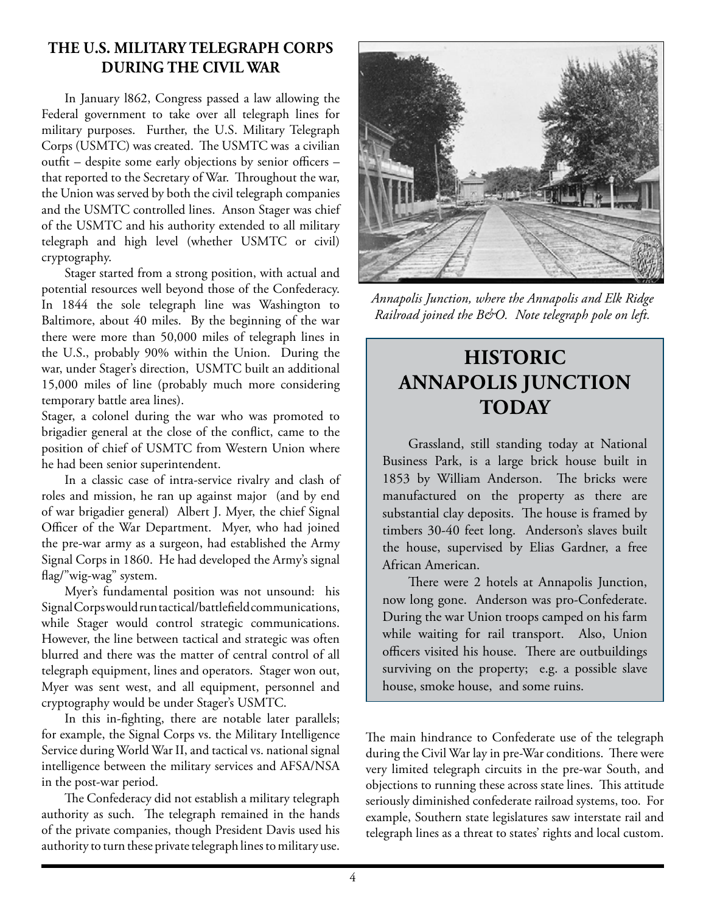## THE U.S. MILITARY TELEGRAPH CORPS DURING THE CIVIL WAR

In January l862, Congress passed a law allowing the Federal government to take over all telegraph lines for military purposes. Further, the U.S. Military Telegraph Corps (USMTC) was created. The USMTC was a civilian outfit – despite some early objections by senior officers – that reported to the Secretary of War. Throughout the war, the Union was served by both the civil telegraph companies and the USMTC controlled lines. Anson Stager was chief of the USMTC and his authority extended to all military telegraph and high level (whether USMTC or civil) cryptography.

Stager started from a strong position, with actual and potential resources well beyond those of the Confederacy. In 1844 the sole telegraph line was Washington to Baltimore, about 40 miles. By the beginning of the war there were more than 50,000 miles of telegraph lines in the U.S., probably 90% within the Union. During the war, under Stager's direction, USMTC built an additional 15,000 miles of line (probably much more considering temporary battle area lines).

Stager, a colonel during the war who was promoted to brigadier general at the close of the conflict, came to the position of chief of USMTC from Western Union where he had been senior superintendent.

In a classic case of intra-service rivalry and clash of roles and mission, he ran up against major (and by end of war brigadier general) Albert J. Myer, the chief Signal Officer of the War Department. Myer, who had joined the pre-war army as a surgeon, had established the Army Signal Corps in 1860. He had developed the Army's signal flag/"wig-wag" system.

Myer's fundamental position was not unsound: his Signal Corps would run tactical/battlefield communications, while Stager would control strategic communications. However, the line between tactical and strategic was often blurred and there was the matter of central control of all telegraph equipment, lines and operators. Stager won out, Myer was sent west, and all equipment, personnel and cryptography would be under Stager's USMTC.

In this in-fighting, there are notable later parallels; for example, the Signal Corps vs. the Military Intelligence Service during World War II, and tactical vs. national signal intelligence between the military services and AFSA/NSA in the post-war period.

The Confederacy did not establish a military telegraph authority as such. The telegraph remained in the hands of the private companies, though President Davis used his authority to turn these private telegraph lines to military use.

*Annapolis Junction, where the Annapolis and Elk Ridge Railroad joined the B&O. Note telegraph pole on left.*

## HISTORIC ANNAPOLIS JUNCTION TODAY

Grassland, still standing today at National Business Park, is a large brick house built in 1853 by William Anderson. The bricks were manufactured on the property as there are substantial clay deposits. The house is framed by timbers 30-40 feet long. Anderson's slaves built the house, supervised by Elias Gardner, a free African American.

There were 2 hotels at Annapolis Junction, now long gone. Anderson was pro-Confederate. During the war Union troops camped on his farm while waiting for rail transport. Also, Union officers visited his house. There are outbuildings surviving on the property; e.g. a possible slave house, smoke house, and some ruins.

The main hindrance to Confederate use of the telegraph during the Civil War lay in pre-War conditions. There were very limited telegraph circuits in the pre-war South, and objections to running these across state lines. This attitude seriously diminished confederate railroad systems, too. For example, Southern state legislatures saw interstate rail and telegraph lines as a threat to states' rights and local custom.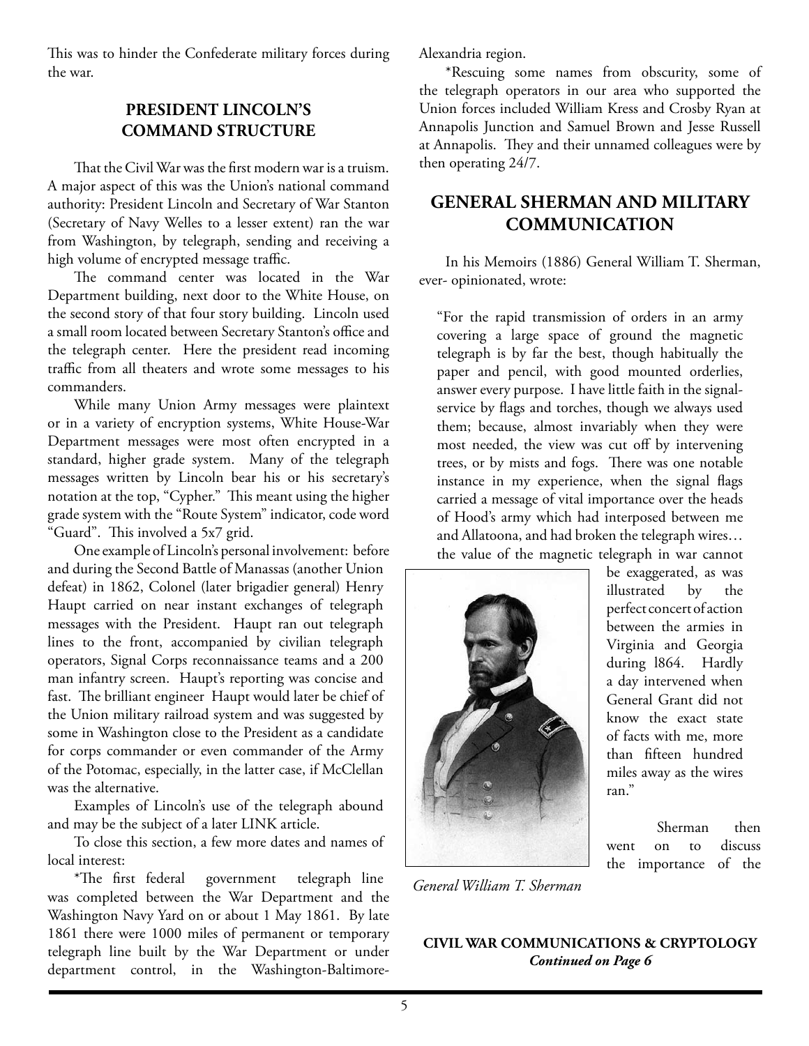This was to hinder the Confederate military forces during the war.

## PRESIDENT LINCOLN'S COMMAND STRUCTURE

That the Civil War was the first modern war is a truism. A major aspect of this was the Union's national command authority: President Lincoln and Secretary of War Stanton (Secretary of Navy Welles to a lesser extent) ran the war from Washington, by telegraph, sending and receiving a high volume of encrypted message traffic.

The command center was located in the War Department building, next door to the White House, on the second story of that four story building. Lincoln used a small room located between Secretary Stanton's office and the telegraph center. Here the president read incoming traffic from all theaters and wrote some messages to his commanders.

While many Union Army messages were plaintext or in a variety of encryption systems, White House-War Department messages were most often encrypted in a standard, higher grade system. Many of the telegraph messages written by Lincoln bear his or his secretary's notation at the top, "Cypher." This meant using the higher grade system with the "Route System" indicator, code word "Guard". This involved a 5x7 grid.

One example of Lincoln's personal involvement: before and during the Second Battle of Manassas (another Union defeat) in 1862, Colonel (later brigadier general) Henry Haupt carried on near instant exchanges of telegraph messages with the President. Haupt ran out telegraph lines to the front, accompanied by civilian telegraph operators, Signal Corps reconnaissance teams and a 200 man infantry screen. Haupt's reporting was concise and fast. The brilliant engineer Haupt would later be chief of the Union military railroad system and was suggested by some in Washington close to the President as a candidate for corps commander or even commander of the Army of the Potomac, especially, in the latter case, if McClellan was the alternative.

Examples of Lincoln's use of the telegraph abound and may be the subject of a later LINK article.

To close this section, a few more dates and names of local interest:

*The first federal government telegraph line was completed between the War Department and the Washington Navy Yard on or about 1 May 1861. By late 1861 there were 1000 miles of permanent or temporary telegraph line built by the War Department or under department control, in the Washington-Baltimore-Alexandria region.

*Rescuing some names from obscurity, some of the telegraph operators in our area who supported the Union forces included William Kress and Crosby Ryan at Annapolis Junction and Samuel Brown and Jesse Russell at Annapolis. They and their unnamed colleagues were by then operating 24/7.

## GENERAL SHERMAN AND MILITARY COMMUNICATION

In his Memoirs (1886) General William T. Sherman, ever- opinionated, wrote:

> "For the rapid transmission of orders in an army covering a large space of ground the magnetic telegraph is by far the best, though habitually the paper and pencil, with good mounted orderlies, answer every purpose. I have little faith in the signal-service by flags and torches, though we always used them; because, almost invariably when they were most needed, the view was cut off by intervening trees, or by mists and fogs. There was one notable instance in my experience, when the signal flags carried a message of vital importance over the heads of Hood's army which had interposed between me and Allatoona, and had broken the telegraph wires… the value of the magnetic telegraph in war cannot be exaggerated, as was illustrated by the perfect concert of action between the armies in Virginia and Georgia during l864. Hardly a day intervened when General Grant did not know the exact state of facts with me, more than fifteen hundred miles away as the wires ran."

*General William T. Sherman*

Sherman then went on to discuss the importance of the

**CIVIL WAR COMMUNICATIONS & CRYPTOLOGY**
***Continued on Page 6***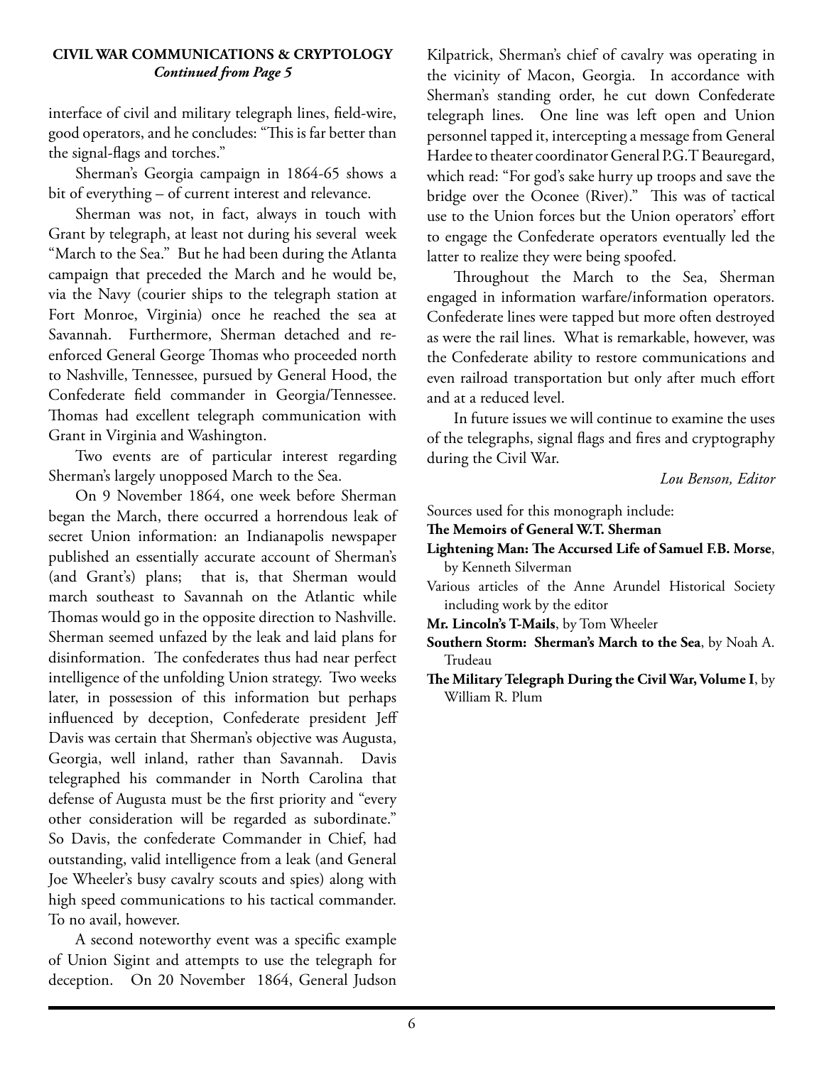**CIVIL WAR COMMUNICATIONS & CRYPTOLOGY**
***Continued from Page 5***

interface of civil and military telegraph lines, field-wire, good operators, and he concludes: "This is far better than the signal-flags and torches."

Sherman's Georgia campaign in 1864-65 shows a bit of everything – of current interest and relevance.

Sherman was not, in fact, always in touch with Grant by telegraph, at least not during his several week "March to the Sea." But he had been during the Atlanta campaign that preceded the March and he would be, via the Navy (courier ships to the telegraph station at Fort Monroe, Virginia) once he reached the sea at Savannah. Furthermore, Sherman detached and re-enforced General George Thomas who proceeded north to Nashville, Tennessee, pursued by General Hood, the Confederate field commander in Georgia/Tennessee. Thomas had excellent telegraph communication with Grant in Virginia and Washington.

Two events are of particular interest regarding Sherman's largely unopposed March to the Sea.

On 9 November 1864, one week before Sherman began the March, there occurred a horrendous leak of secret Union information: an Indianapolis newspaper published an essentially accurate account of Sherman's (and Grant's) plans; that is, that Sherman would march southeast to Savannah on the Atlantic while Thomas would go in the opposite direction to Nashville. Sherman seemed unfazed by the leak and laid plans for disinformation. The confederates thus had near perfect intelligence of the unfolding Union strategy. Two weeks later, in possession of this information but perhaps influenced by deception, Confederate president Jeff Davis was certain that Sherman's objective was Augusta, Georgia, well inland, rather than Savannah. Davis telegraphed his commander in North Carolina that defense of Augusta must be the first priority and "every other consideration will be regarded as subordinate." So Davis, the confederate Commander in Chief, had outstanding, valid intelligence from a leak (and General Joe Wheeler's busy cavalry scouts and spies) along with high speed communications to his tactical commander. To no avail, however.

A second noteworthy event was a specific example of Union Sigint and attempts to use the telegraph for deception. On 20 November 1864, General Judson Kilpatrick, Sherman's chief of cavalry was operating in the vicinity of Macon, Georgia. In accordance with Sherman's standing order, he cut down Confederate telegraph lines. One line was left open and Union personnel tapped it, intercepting a message from General Hardee to theater coordinator General P.G.T Beauregard, which read: "For god's sake hurry up troops and save the bridge over the Oconee (River)." This was of tactical use to the Union forces but the Union operators' effort to engage the Confederate operators eventually led the latter to realize they were being spoofed.

Throughout the March to the Sea, Sherman engaged in information warfare/information operators. Confederate lines were tapped but more often destroyed as were the rail lines. What is remarkable, however, was the Confederate ability to restore communications and even railroad transportation but only after much effort and at a reduced level.

In future issues we will continue to examine the uses of the telegraphs, signal flags and fires and cryptography during the Civil War.

*Lou Benson, Editor*

Sources used for this monograph include:

**The Memoirs of General W.T. Sherman**

**Lightening Man: The Accursed Life of Samuel F.B. Morse**, by Kenneth Silverman

Various articles of the Anne Arundel Historical Society including work by the editor

**Mr. Lincoln's T-Mails**, by Tom Wheeler

**Southern Storm: Sherman's March to the Sea**, by Noah A. Trudeau

**The Military Telegraph During the Civil War, Volume I**, by William R. Plum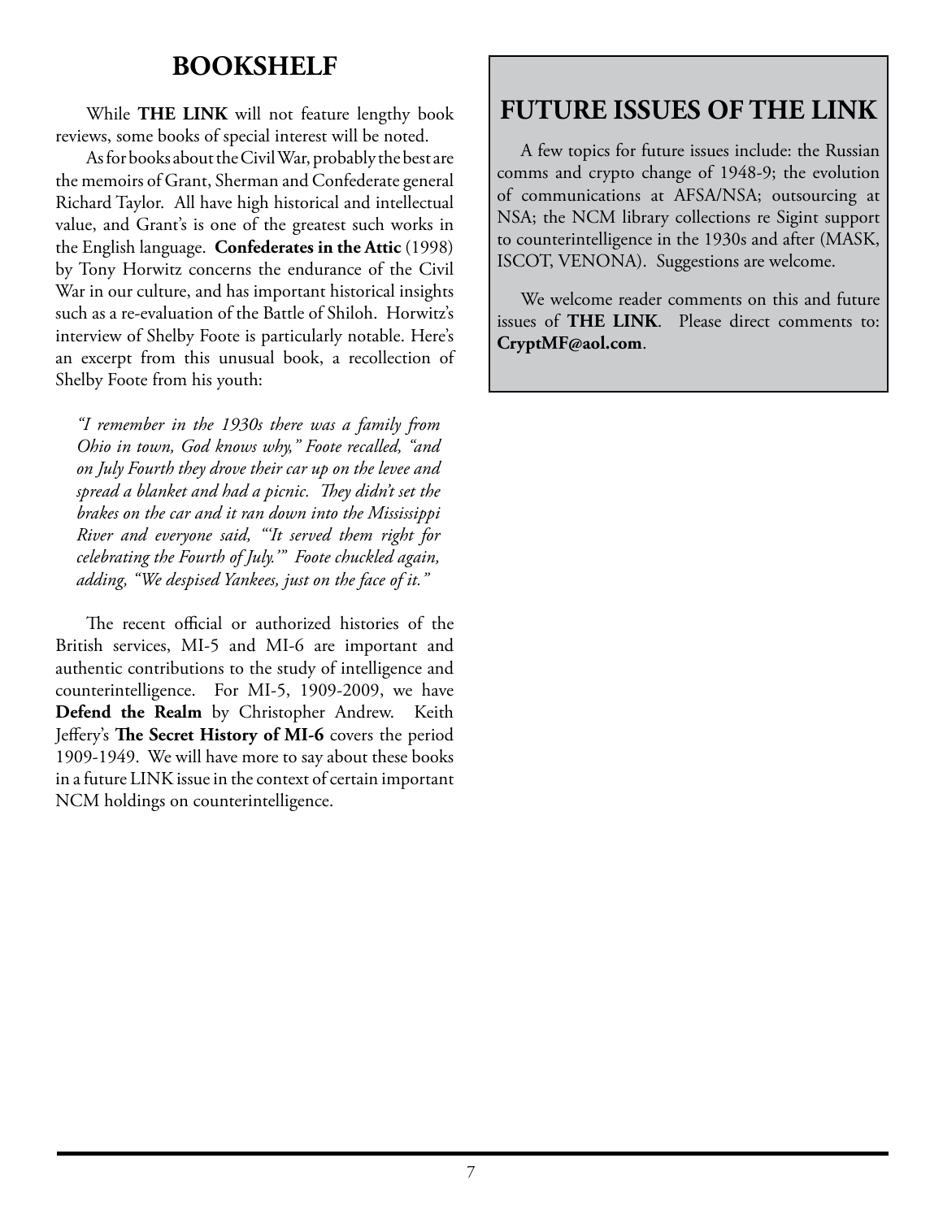## BOOKSHELF

While **THE LINK** will not feature lengthy book reviews, some books of special interest will be noted.

As for books about the Civil War, probably the best are the memoirs of Grant, Sherman and Confederate general Richard Taylor. All have high historical and intellectual value, and Grant's is one of the greatest such works in the English language. **Confederates in the Attic** (1998) by Tony Horwitz concerns the endurance of the Civil War in our culture, and has important historical insights such as a re-evaluation of the Battle of Shiloh. Horwitz's interview of Shelby Foote is particularly notable. Here's an excerpt from this unusual book, a recollection of Shelby Foote from his youth:

> *"I remember in the 1930s there was a family from Ohio in town, God knows why," Foote recalled, "and on July Fourth they drove their car up on the levee and spread a blanket and had a picnic. They didn't set the brakes on the car and it ran down into the Mississippi River and everyone said, "'It served them right for celebrating the Fourth of July.'" Foote chuckled again, adding, "We despised Yankees, just on the face of it."*

The recent official or authorized histories of the British services, MI-5 and MI-6 are important and authentic contributions to the study of intelligence and counterintelligence. For MI-5, 1909-2009, we have **Defend the Realm** by Christopher Andrew. Keith Jeffery's **The Secret History of MI-6** covers the period 1909-1949. We will have more to say about these books in a future LINK issue in the context of certain important NCM holdings on counterintelligence.

## FUTURE ISSUES OF THE LINK

A few topics for future issues include: the Russian comms and crypto change of 1948-9; the evolution of communications at AFSA/NSA; outsourcing at NSA; the NCM library collections re Sigint support to counterintelligence in the 1930s and after (MASK, ISCOT, VENONA). Suggestions are welcome.

We welcome reader comments on this and future issues of **THE LINK**. Please direct comments to: **CryptMF@aol.com**.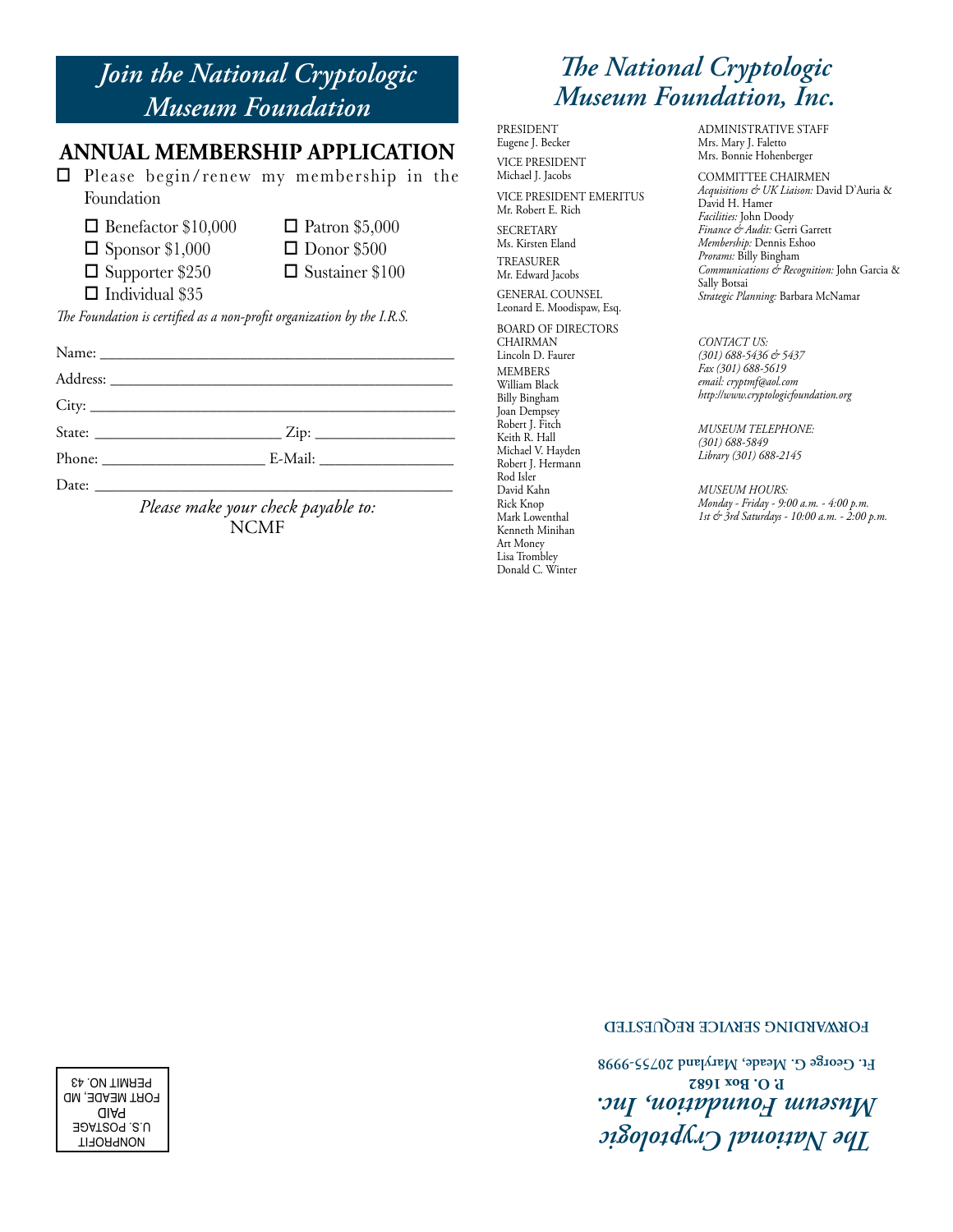# *Join the National Cryptologic Museum Foundation*

## ANNUAL MEMBERSHIP APPLICATION

☐ Please begin/renew my membership in the Foundation

- ☐ Benefactor $10,000
- ☐ Patron $5,000
- ☐ Sponsor $1,000
- ☐ Donor $500
- ☐ Supporter $250
- ☐ Sustainer $100
- ☐ Individual $35

*The Foundation is certified as a non-profit organization by the I.R.S.*

Name: ______________________________________________

Address: ____________________________________________

City: ________________________________________________

State: _______________________ Zip: __________________

Phone: _____________________ E-Mail: _________________

Date: _______________________________________________

*Please make your check payable to:*
NCMF

# *The National Cryptologic Museum Foundation, Inc.*

PRESIDENT
Eugene J. Becker

VICE PRESIDENT
Michael J. Jacobs

VICE PRESIDENT EMERITUS
Mr. Robert E. Rich

SECRETARY
Ms. Kirsten Eland

TREASURER
Mr. Edward Jacobs

GENERAL COUNSEL
Leonard E. Moodispaw, Esq.

BOARD OF DIRECTORS
CHAIRMAN
Lincoln D. Faurer

MEMBERS
William Black
Billy Bingham
Joan Dempsey
Robert J. Fitch
Keith R. Hall
Michael V. Hayden
Robert J. Hermann
Rod Isler
David Kahn
Rick Knop
Mark Lowenthal
Kenneth Minihan
Art Money
Lisa Trombley
Donald C. Winter

ADMINISTRATIVE STAFF
Mrs. Mary J. Faletto
Mrs. Bonnie Hohenberger

COMMITTEE CHAIRMEN
*Acquisitions & UK Liaison:* David D'Auria & David H. Hamer
*Facilities:* John Doody
*Finance & Audit:* Gerri Garrett
*Membership:* Dennis Eshoo
*Prorams:* Billy Bingham
*Communications & Recognition:* John Garcia & Sally Botsai
*Strategic Planning:* Barbara McNamar

*CONTACT US:*
*(301) 688-5436 & 5437*
*Fax (301) 688-5619*
*email: cryptmf@aol.com*
*http://www.cryptologicfoundation.org*

*MUSEUM TELEPHONE:*
*(301) 688-5849*
*Library (301) 688-2145*

*MUSEUM HOURS:*
*Monday - Friday - 9:00 a.m. - 4:00 p.m.*
*1st & 3rd Saturdays - 10:00 a.m. - 2:00 p.m.*

FORWARDING SERVICE REQUESTED

*The National Cryptologic Museum Foundation, Inc.*
**P. O. Box 1682**
**Ft. George G. Meade, Maryland 20755-9998**

NONPROFIT
U.S. POSTAGE
PAID
FORT MEADE, MD
PERMIT NO. 43